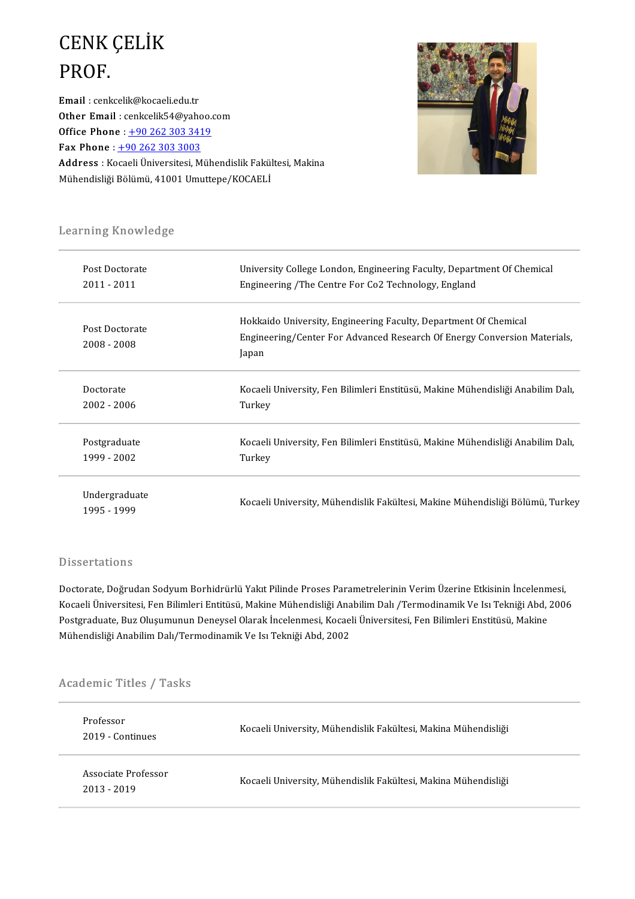# CENK ÇELİK

# PROF.

**Email** : cenkcelik@kocaeli.edu.tr
**Other Email** : cenkcelik54@yahoo.com
**Office Phone** : +90 262 303 3419
**Fax Phone** : +90 262 303 3003
**Address** : Kocaeli Üniversitesi, Mühendislik Fakültesi, Makina Mühendisliği Bölümü, 41001 Umuttepe/KOCAELİ

## Learning Knowledge

| | |
|---|---|
| Post Doctorate<br>2011 - 2011 | University College London, Engineering Faculty, Department Of Chemical Engineering /The Centre For Co2 Technology, England |
| Post Doctorate<br>2008 - 2008 | Hokkaido University, Engineering Faculty, Department Of Chemical Engineering/Center For Advanced Research Of Energy Conversion Materials, Japan |
| Doctorate<br>2002 - 2006 | Kocaeli University, Fen Bilimleri Enstitüsü, Makine Mühendisliği Anabilim Dalı, Turkey |
| Postgraduate<br>1999 - 2002 | Kocaeli University, Fen Bilimleri Enstitüsü, Makine Mühendisliği Anabilim Dalı, Turkey |
| Undergraduate<br>1995 - 1999 | Kocaeli University, Mühendislik Fakültesi, Makine Mühendisliği Bölümü, Turkey |

## Dissertations

Doctorate, Doğrudan Sodyum Borhidrürlü Yakıt Pilinde Proses Parametrelerinin Verim Üzerine Etkisinin İncelenmesi, Kocaeli Üniversitesi, Fen Bilimleri Entitüsü, Makine Mühendisliği Anabilim Dalı /Termodinamik Ve Isı Tekniği Abd, 2006

Postgraduate, Buz Oluşumunun Deneysel Olarak İncelenmesi, Kocaeli Üniversitesi, Fen Bilimleri Enstitüsü, Makine Mühendisliği Anabilim Dalı/Termodinamik Ve Isı Tekniği Abd, 2002

## Academic Titles / Tasks

| | |
|---|---|
| Professor<br>2019 - Continues | Kocaeli University, Mühendislik Fakültesi, Makina Mühendisliği |
| Associate Professor<br>2013 - 2019 | Kocaeli University, Mühendislik Fakültesi, Makina Mühendisliği |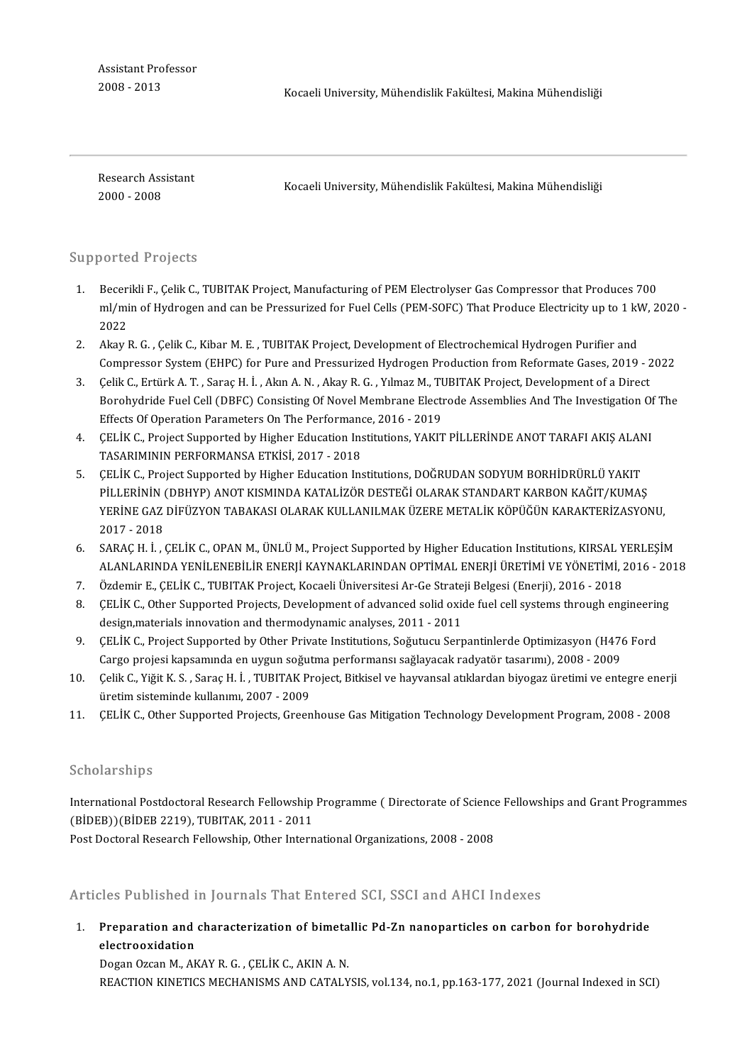Assistant Professor
2008 - 2013

Kocaeli University, Mühendislik Fakültesi, Makina Mühendisliği

---

Research Assistant
2000 - 2008

Kocaeli University, Mühendislik Fakültesi, Makina Mühendisliği

## Supported Projects

1. Becerikli F., Çelik C., TUBITAK Project, Manufacturing of PEM Electrolyser Gas Compressor that Produces 700 ml/min of Hydrogen and can be Pressurized for Fuel Cells (PEM-SOFC) That Produce Electricity up to 1 kW, 2020 - 2022
2. Akay R. G. , Çelik C., Kibar M. E. , TUBITAK Project, Development of Electrochemical Hydrogen Purifier and Compressor System (EHPC) for Pure and Pressurized Hydrogen Production from Reformate Gases, 2019 - 2022
3. Çelik C., Ertürk A. T. , Saraç H. İ. , Akın A. N. , Akay R. G. , Yılmaz M., TUBITAK Project, Development of a Direct Borohydride Fuel Cell (DBFC) Consisting Of Novel Membrane Electrode Assemblies And The Investigation Of The Effects Of Operation Parameters On The Performance, 2016 - 2019
4. ÇELİK C., Project Supported by Higher Education Institutions, YAKIT PİLLERİNDE ANOT TARAFI AKIŞ ALANI TASARIMININ PERFORMANSA ETKİSİ, 2017 - 2018
5. ÇELİK C., Project Supported by Higher Education Institutions, DOĞRUDAN SODYUM BORHİDRÜRLÜ YAKIT PİLLERİNİN (DBHYP) ANOT KISMINDA KATALİZÖR DESTEĞİ OLARAK STANDART KARBON KAĞIT/KUMAŞ YERİNE GAZ DİFÜZYON TABAKASI OLARAK KULLANILMAK ÜZERE METALİK KÖPÜĞÜN KARAKTERİZASYONU, 2017 - 2018
6. SARAÇ H. İ. , ÇELİK C., OPAN M., ÜNLÜ M., Project Supported by Higher Education Institutions, KIRSAL YERLEŞİM ALANLARINDA YENİLENEBİLİR ENERJİ KAYNAKLARINDAN OPTİMAL ENERJİ ÜRETİMİ VE YÖNETİMİ, 2016 - 2018
7. Özdemir E., ÇELİK C., TUBITAK Project, Kocaeli Üniversitesi Ar-Ge Strateji Belgesi (Enerji), 2016 - 2018
8. ÇELİK C., Other Supported Projects, Development of advanced solid oxide fuel cell systems through engineering design,materials innovation and thermodynamic analyses, 2011 - 2011
9. ÇELİK C., Project Supported by Other Private Institutions, Soğutucu Serpantinlerde Optimizasyon (H476 Ford Cargo projesi kapsamında en uygun soğutma performansı sağlayacak radyatör tasarımı), 2008 - 2009
10. Çelik C., Yiğit K. S. , Saraç H. İ. , TUBITAK Project, Bitkisel ve hayvansal atıklardan biyogaz üretimi ve entegre enerji üretim sisteminde kullanımı, 2007 - 2009
11. ÇELİK C., Other Supported Projects, Greenhouse Gas Mitigation Technology Development Program, 2008 - 2008

## Scholarships

International Postdoctoral Research Fellowship Programme ( Directorate of Science Fellowships and Grant Programmes (BİDEB))(BİDEB 2219), TUBITAK, 2011 - 2011
Post Doctoral Research Fellowship, Other International Organizations, 2008 - 2008

## Articles Published in Journals That Entered SCI, SSCI and AHCI Indexes

1. **Preparation and characterization of bimetallic Pd-Zn nanoparticles on carbon for borohydride electrooxidation**
   Dogan Ozcan M., AKAY R. G. , ÇELİK C., AKIN A. N.
   REACTION KINETICS MECHANISMS AND CATALYSIS, vol.134, no.1, pp.163-177, 2021 (Journal Indexed in SCI)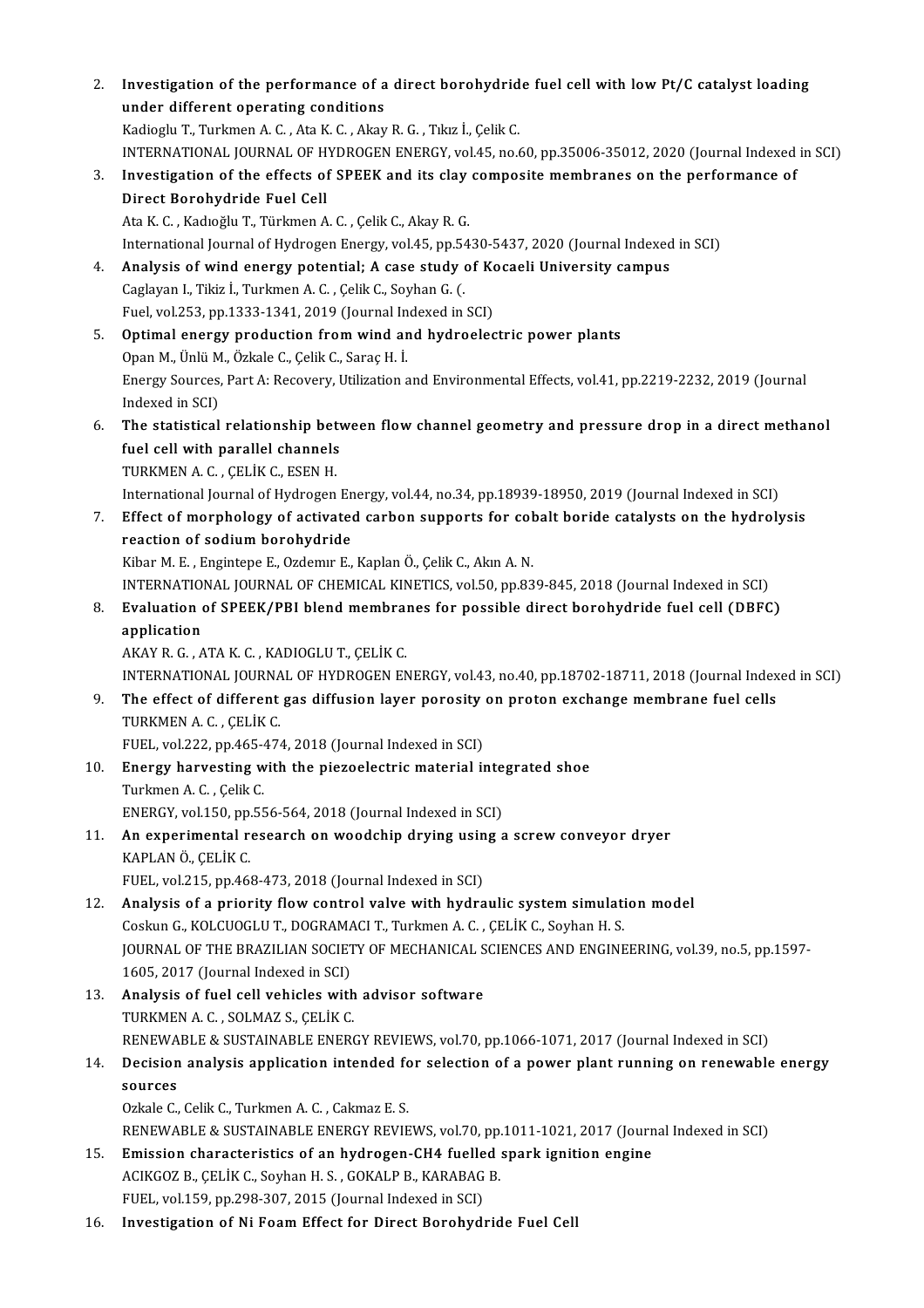2. **Investigation of the performance of a direct borohydride fuel cell with low Pt/C catalyst loading under different operating conditions**
   Kadioglu T., Turkmen A. C. , Ata K. C. , Akay R. G. , Tıkız İ., Çelik C.
   INTERNATIONAL JOURNAL OF HYDROGEN ENERGY, vol.45, no.60, pp.35006-35012, 2020 (Journal Indexed in SCI)
3. **Investigation of the effects of SPEEK and its clay composite membranes on the performance of Direct Borohydride Fuel Cell**
   Ata K. C. , Kadıoğlu T., Türkmen A. C. , Çelik C., Akay R. G.
   International Journal of Hydrogen Energy, vol.45, pp.5430-5437, 2020 (Journal Indexed in SCI)
4. **Analysis of wind energy potential; A case study of Kocaeli University campus**
   Caglayan I., Tikiz İ., Turkmen A. C. , Çelik C., Soyhan G. (.
   Fuel, vol.253, pp.1333-1341, 2019 (Journal Indexed in SCI)
5. **Optimal energy production from wind and hydroelectric power plants**
   Opan M., Ünlü M., Özkale C., Çelik C., Saraç H. İ.
   Energy Sources, Part A: Recovery, Utilization and Environmental Effects, vol.41, pp.2219-2232, 2019 (Journal Indexed in SCI)
6. **The statistical relationship between flow channel geometry and pressure drop in a direct methanol fuel cell with parallel channels**
   TURKMEN A. C. , ÇELİK C., ESEN H.
   International Journal of Hydrogen Energy, vol.44, no.34, pp.18939-18950, 2019 (Journal Indexed in SCI)
7. **Effect of morphology of activated carbon supports for cobalt boride catalysts on the hydrolysis reaction of sodium borohydride**
   Kibar M. E. , Engintepe E., Ozdemır E., Kaplan Ö., Çelik C., Akın A. N.
   INTERNATIONAL JOURNAL OF CHEMICAL KINETICS, vol.50, pp.839-845, 2018 (Journal Indexed in SCI)
8. **Evaluation of SPEEK/PBI blend membranes for possible direct borohydride fuel cell (DBFC) application**
   AKAY R. G. , ATA K. C. , KADIOGLU T., ÇELİK C.
   INTERNATIONAL JOURNAL OF HYDROGEN ENERGY, vol.43, no.40, pp.18702-18711, 2018 (Journal Indexed in SCI)
9. **The effect of different gas diffusion layer porosity on proton exchange membrane fuel cells**
   TURKMEN A. C. , ÇELİK C.
   FUEL, vol.222, pp.465-474, 2018 (Journal Indexed in SCI)
10. **Energy harvesting with the piezoelectric material integrated shoe**
    Turkmen A. C. , Çelik C.
    ENERGY, vol.150, pp.556-564, 2018 (Journal Indexed in SCI)
11. **An experimental research on woodchip drying using a screw conveyor dryer**
    KAPLAN Ö., ÇELİK C.
    FUEL, vol.215, pp.468-473, 2018 (Journal Indexed in SCI)
12. **Analysis of a priority flow control valve with hydraulic system simulation model**
    Coskun G., KOLCUOGLU T., DOGRAMACI T., Turkmen A. C. , ÇELİK C., Soyhan H. S.
    JOURNAL OF THE BRAZILIAN SOCIETY OF MECHANICAL SCIENCES AND ENGINEERING, vol.39, no.5, pp.1597-1605, 2017 (Journal Indexed in SCI)
13. **Analysis of fuel cell vehicles with advisor software**
    TURKMEN A. C. , SOLMAZ S., ÇELİK C.
    RENEWABLE & SUSTAINABLE ENERGY REVIEWS, vol.70, pp.1066-1071, 2017 (Journal Indexed in SCI)
14. **Decision analysis application intended for selection of a power plant running on renewable energy sources**
    Ozkale C., Celik C., Turkmen A. C. , Cakmaz E. S.
    RENEWABLE & SUSTAINABLE ENERGY REVIEWS, vol.70, pp.1011-1021, 2017 (Journal Indexed in SCI)
15. **Emission characteristics of an hydrogen-CH4 fuelled spark ignition engine**
    ACIKGOZ B., ÇELİK C., Soyhan H. S. , GOKALP B., KARABAG B.
    FUEL, vol.159, pp.298-307, 2015 (Journal Indexed in SCI)
16. **Investigation of Ni Foam Effect for Direct Borohydride Fuel Cell**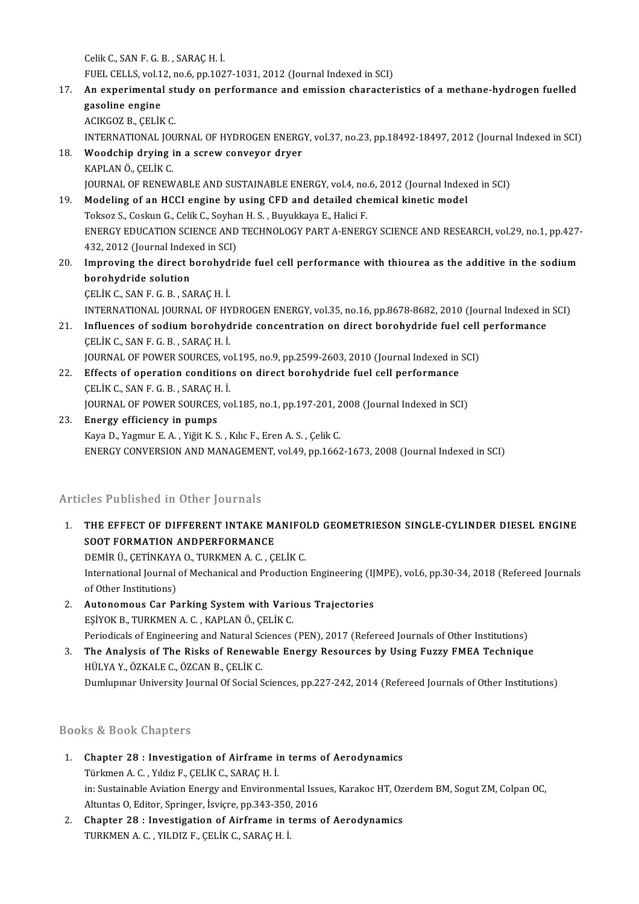Celik C., SAN F. G. B. , SARAÇ H. İ.
FUEL CELLS, vol.12, no.6, pp.1027-1031, 2012 (Journal Indexed in SCI)

17. **An experimental study on performance and emission characteristics of a methane-hydrogen fuelled gasoline engine**
ACIKGOZ B., ÇELİK C.
INTERNATIONAL JOURNAL OF HYDROGEN ENERGY, vol.37, no.23, pp.18492-18497, 2012 (Journal Indexed in SCI)
18. **Woodchip drying in a screw conveyor dryer**
KAPLAN Ö., ÇELİK C.
JOURNAL OF RENEWABLE AND SUSTAINABLE ENERGY, vol.4, no.6, 2012 (Journal Indexed in SCI)
19. **Modeling of an HCCI engine by using CFD and detailed chemical kinetic model**
Toksoz S., Coskun G., Celik C., Soyhan H. S. , Buyukkaya E., Halici F.
ENERGY EDUCATION SCIENCE AND TECHNOLOGY PART A-ENERGY SCIENCE AND RESEARCH, vol.29, no.1, pp.427-432, 2012 (Journal Indexed in SCI)
20. **Improving the direct borohydride fuel cell performance with thiourea as the additive in the sodium borohydride solution**
ÇELİK C., SAN F. G. B. , SARAÇ H. İ.
INTERNATIONAL JOURNAL OF HYDROGEN ENERGY, vol.35, no.16, pp.8678-8682, 2010 (Journal Indexed in SCI)
21. **Influences of sodium borohydride concentration on direct borohydride fuel cell performance**
ÇELİK C., SAN F. G. B. , SARAÇ H. İ.
JOURNAL OF POWER SOURCES, vol.195, no.9, pp.2599-2603, 2010 (Journal Indexed in SCI)
22. **Effects of operation conditions on direct borohydride fuel cell performance**
ÇELİK C., SAN F. G. B. , SARAÇ H. İ.
JOURNAL OF POWER SOURCES, vol.185, no.1, pp.197-201, 2008 (Journal Indexed in SCI)
23. **Energy efficiency in pumps**
Kaya D., Yagmur E. A. , Yiğit K. S. , Kılıc F., Eren A. S. , Çelik C.
ENERGY CONVERSION AND MANAGEMENT, vol.49, pp.1662-1673, 2008 (Journal Indexed in SCI)

## Articles Published in Other Journals

1. **THE EFFECT OF DIFFERENT INTAKE MANIFOLD GEOMETRIESON SINGLE-CYLINDER DIESEL ENGINE SOOT FORMATION ANDPERFORMANCE**
DEMİR Ü., ÇETİNKAYA O., TURKMEN A. C. , ÇELİK C.
International Journal of Mechanical and Production Engineering (IJMPE), vol.6, pp.30-34, 2018 (Refereed Journals of Other Institutions)
2. **Autonomous Car Parking System with Various Trajectories**
EŞİYOK B., TURKMEN A. C. , KAPLAN Ö., ÇELİK C.
Periodicals of Engineering and Natural Sciences (PEN), 2017 (Refereed Journals of Other Institutions)
3. **The Analysis of The Risks of Renewable Energy Resources by Using Fuzzy FMEA Technique**
HÜLYA Y., ÖZKALE C., ÖZCAN B., ÇELİK C.
Dumlupınar University Journal Of Social Sciences, pp.227-242, 2014 (Refereed Journals of Other Institutions)

## Books & Book Chapters

1. **Chapter 28 : Investigation of Airframe in terms of Aerodynamics**
Türkmen A. C. , Yıldız F., ÇELİK C., SARAÇ H. İ.
in: Sustainable Aviation Energy and Environmental Issues, Karakoc HT, Ozerdem BM, Sogut ZM, Colpan OC, Altuntas O, Editor, Springer, İsviçre, pp.343-350, 2016
2. **Chapter 28 : Investigation of Airframe in terms of Aerodynamics**
TURKMEN A. C. , YILDIZ F., ÇELİK C., SARAÇ H. İ.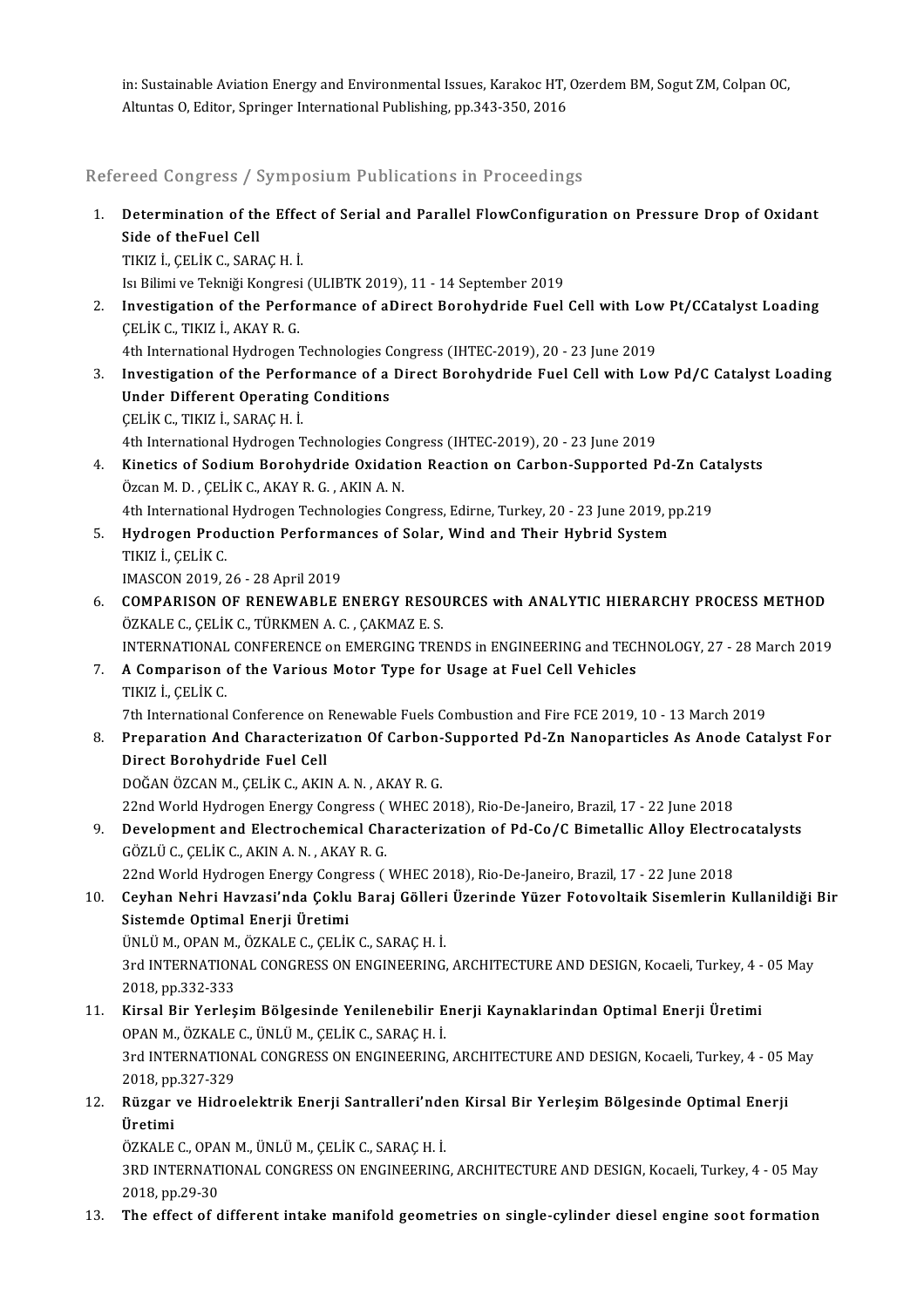in: Sustainable Aviation Energy and Environmental Issues, Karakoc HT, Ozerdem BM, Sogut ZM, Colpan OC, Altuntas O, Editor, Springer International Publishing, pp.343-350, 2016

## Refereed Congress / Symposium Publications in Proceedings

1. **Determination of the Effect of Serial and Parallel FlowConfiguration on Pressure Drop of Oxidant Side of theFuel Cell**
   TIKIZ İ., ÇELİK C., SARAÇ H. İ.
   Isı Bilimi ve Tekniği Kongresi (ULIBTK 2019), 11 - 14 September 2019
2. **Investigation of the Performance of aDirect Borohydride Fuel Cell with Low Pt/CCatalyst Loading**
   ÇELİK C., TIKIZ İ., AKAY R. G.
   4th International Hydrogen Technologies Congress (IHTEC-2019), 20 - 23 June 2019
3. **Investigation of the Performance of a Direct Borohydride Fuel Cell with Low Pd/C Catalyst Loading Under Different Operating Conditions**
   ÇELİK C., TIKIZ İ., SARAÇ H. İ.
   4th International Hydrogen Technologies Congress (IHTEC-2019), 20 - 23 June 2019
4. **Kinetics of Sodium Borohydride Oxidation Reaction on Carbon-Supported Pd-Zn Catalysts**
   Özcan M. D. , ÇELİK C., AKAY R. G. , AKIN A. N.
   4th International Hydrogen Technologies Congress, Edirne, Turkey, 20 - 23 June 2019, pp.219
5. **Hydrogen Production Performances of Solar, Wind and Their Hybrid System**
   TIKIZ İ., ÇELİK C.
   IMASCON 2019, 26 - 28 April 2019
6. **COMPARISON OF RENEWABLE ENERGY RESOURCES with ANALYTIC HIERARCHY PROCESS METHOD**
   ÖZKALE C., ÇELİK C., TÜRKMEN A. C. , ÇAKMAZ E. S.
   INTERNATIONAL CONFERENCE on EMERGING TRENDS in ENGINEERING and TECHNOLOGY, 27 - 28 March 2019
7. **A Comparison of the Various Motor Type for Usage at Fuel Cell Vehicles**
   TIKIZ İ., ÇELİK C.
   7th International Conference on Renewable Fuels Combustion and Fire FCE 2019, 10 - 13 March 2019
8. **Preparation And Characterizatıon Of Carbon-Supported Pd-Zn Nanoparticles As Anode Catalyst For Direct Borohydride Fuel Cell**
   DOĞAN ÖZCAN M., ÇELİK C., AKIN A. N. , AKAY R. G.
   22nd World Hydrogen Energy Congress ( WHEC 2018), Rio-De-Janeiro, Brazil, 17 - 22 June 2018
9. **Development and Electrochemical Characterization of Pd-Co/C Bimetallic Alloy Electrocatalysts**
   GÖZLÜ C., ÇELİK C., AKIN A. N. , AKAY R. G.
   22nd World Hydrogen Energy Congress ( WHEC 2018), Rio-De-Janeiro, Brazil, 17 - 22 June 2018
10. **Ceyhan Nehri Havzası'nda Çoklu Baraj Gölleri Üzerinde Yüzer Fotovoltaik Sisemlerin Kullanildiği Bir Sistemde Optimal Enerji Üretimi**
    ÜNLÜ M., OPAN M., ÖZKALE C., ÇELİK C., SARAÇ H. İ.
    3rd INTERNATIONAL CONGRESS ON ENGINEERING, ARCHITECTURE AND DESIGN, Kocaeli, Turkey, 4 - 05 May 2018, pp.332-333
11. **Kirsal Bir Yerleşim Bölgesinde Yenilenebilir Enerji Kaynaklarindan Optimal Enerji Üretimi**
    OPAN M., ÖZKALE C., ÜNLÜ M., ÇELİK C., SARAÇ H. İ.
    3rd INTERNATIONAL CONGRESS ON ENGINEERING, ARCHITECTURE AND DESIGN, Kocaeli, Turkey, 4 - 05 May 2018, pp.327-329
12. **Rüzgar ve Hidroelektrik Enerji Santralleri'nden Kirsal Bir Yerleşim Bölgesinde Optimal Enerji Üretimi**
    ÖZKALE C., OPAN M., ÜNLÜ M., ÇELİK C., SARAÇ H. İ.
    3RD INTERNATIONAL CONGRESS ON ENGINEERING, ARCHITECTURE AND DESIGN, Kocaeli, Turkey, 4 - 05 May 2018, pp.29-30
13. **The effect of different intake manifold geometries on single-cylinder diesel engine soot formation**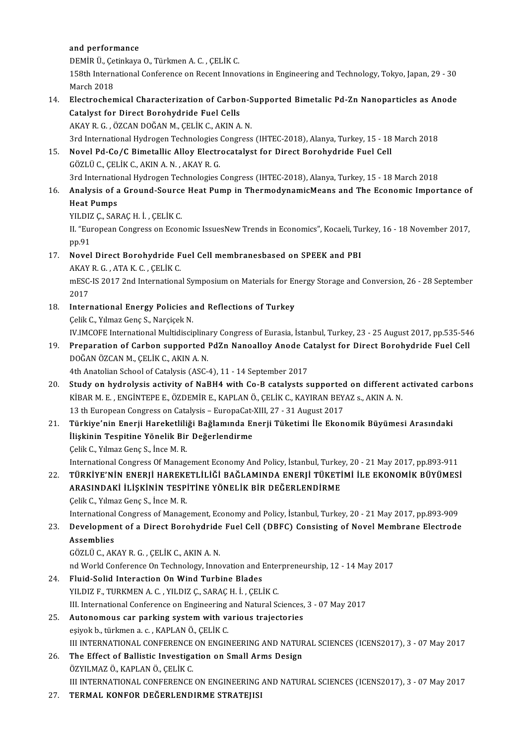**and performance**
DEMİR Ü., Çetinkaya O., Türkmen A. C. , ÇELİK C.
158th International Conference on Recent Innovations in Engineering and Technology, Tokyo, Japan, 29 - 30 March 2018

14. **Electrochemical Characterization of Carbon-Supported Bimetalic Pd-Zn Nanoparticles as Anode Catalyst for Direct Borohydride Fuel Cells**
AKAY R. G. , ÖZCAN DOĞAN M., ÇELİK C., AKIN A. N.
3rd International Hydrogen Technologies Congress (IHTEC-2018), Alanya, Turkey, 15 - 18 March 2018
15. **Novel Pd-Co/C Bimetallic Alloy Electrocatalyst for Direct Borohydride Fuel Cell**
GÖZLÜ C., ÇELİK C., AKIN A. N. , AKAY R. G.
3rd International Hydrogen Technologies Congress (IHTEC-2018), Alanya, Turkey, 15 - 18 March 2018
16. **Analysis of a Ground-Source Heat Pump in ThermodynamicMeans and The Economic Importance of Heat Pumps**
YILDIZ Ç., SARAÇ H. İ. , ÇELİK C.
II. "European Congress on Economic IssuesNew Trends in Economics", Kocaeli, Turkey, 16 - 18 November 2017, pp.91
17. **Novel Direct Borohydride Fuel Cell membranesbased on SPEEK and PBI**
AKAY R. G. , ATA K. C. , ÇELİK C.
mESC-IS 2017 2nd International Symposium on Materials for Energy Storage and Conversion, 26 - 28 September 2017
18. **International Energy Policies and Reflections of Turkey**
Çelik C., Yılmaz Genç S., Narçiçek N.
IV.IMCOFE International Multidisciplinary Congress of Eurasia, İstanbul, Turkey, 23 - 25 August 2017, pp.535-546
19. **Preparation of Carbon supported PdZn Nanoalloy Anode Catalyst for Direct Borohydride Fuel Cell**
DOĞAN ÖZCAN M., ÇELİK C., AKIN A. N.
4th Anatolian School of Catalysis (ASC-4), 11 - 14 September 2017
20. **Study on hydrolysis activity of NaBH4 with Co-B catalysts supported on different activated carbons**
KİBAR M. E. , ENGİNTEPE E., ÖZDEMİR E., KAPLAN Ö., ÇELİK C., KAYIRAN BEYAZ s., AKIN A. N.
13 th European Congress on Catalysis – EuropaCat-XIII, 27 - 31 August 2017
21. **Türkiye'nin Enerji Hareketliliği Bağlamında Enerji Tüketimi İle Ekonomik Büyümesi Arasındaki İlişkinin Tespitine Yönelik Bir Değerlendirme**
Çelik C., Yılmaz Genç S., İnce M. R.
International Congress Of Management Economy And Policy, İstanbul, Turkey, 20 - 21 May 2017, pp.893-911
22. **TÜRKİYE'NİN ENERJİ HAREKETLİLİĞİ BAĞLAMINDA ENERJİ TÜKETİMİ İLE EKONOMİK BÜYÜMESİ ARASINDAKİ İLİŞKİNİN TESPİTİNE YÖNELİK BİR DEĞERLENDİRME**
Çelik C., Yılmaz Genç S., İnce M. R.
International Congress of Management, Economy and Policy, İstanbul, Turkey, 20 - 21 May 2017, pp.893-909
23. **Development of a Direct Borohydride Fuel Cell (DBFC) Consisting of Novel Membrane Electrode Assemblies**
GÖZLÜ C., AKAY R. G. , ÇELİK C., AKIN A. N.
nd World Conference On Technology, Innovation and Enterpreneurship, 12 - 14 May 2017
24. **Fluid-Solid Interaction On Wind Turbine Blades**
YILDIZ F., TURKMEN A. C. , YILDIZ Ç., SARAÇ H. İ. , ÇELİK C.
III. International Conference on Engineering and Natural Sciences, 3 - 07 May 2017
25. **Autonomous car parking system with various trajectories**
eşiyok b., türkmen a. c. , KAPLAN Ö., ÇELİK C.
III INTERNATIONAL CONFERENCE ON ENGINEERING AND NATURAL SCIENCES (ICENS2017), 3 - 07 May 2017
26. **The Effect of Ballistic Investigation on Small Arms Design**
ÖZYILMAZ Ö., KAPLAN Ö., ÇELİK C.
III INTERNATIONAL CONFERENCE ON ENGINEERING AND NATURAL SCIENCES (ICENS2017), 3 - 07 May 2017
27. **TERMAL KONFOR DEĞERLENDIRME STRATEJISI**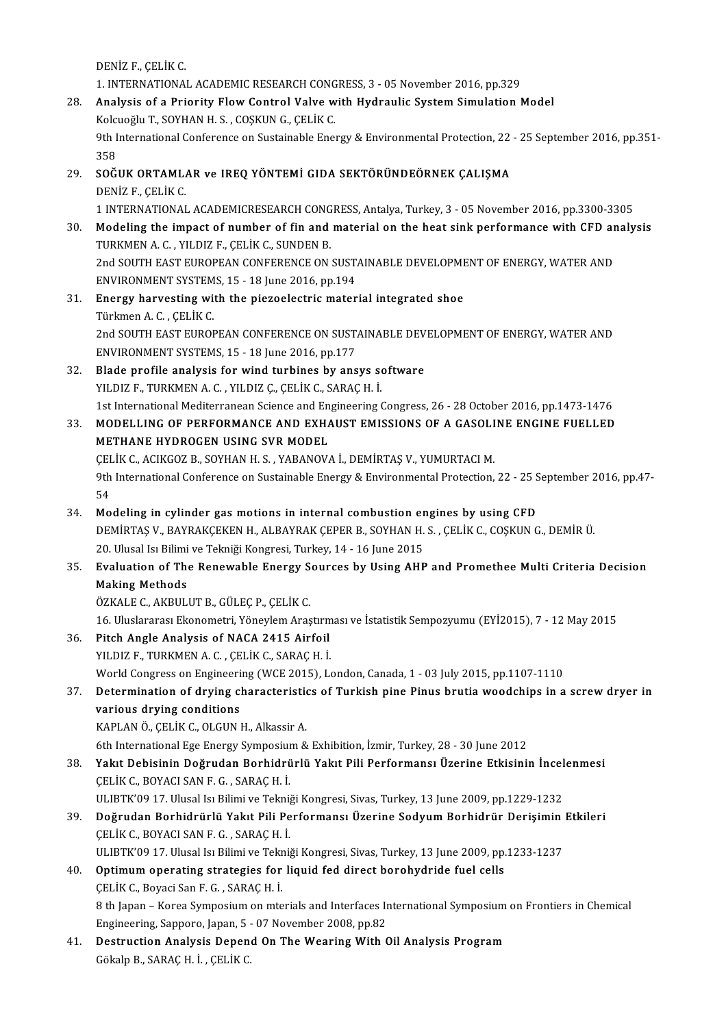DENİZ F., ÇELİK C.
1. INTERNATIONAL ACADEMIC RESEARCH CONGRESS, 3 - 05 November 2016, pp.329

28. **Analysis of a Priority Flow Control Valve with Hydraulic System Simulation Model**
Kolcuoğlu T., SOYHAN H. S. , COŞKUN G., ÇELİK C.
9th International Conference on Sustainable Energy & Environmental Protection, 22 - 25 September 2016, pp.351-358

29. **SOĞUK ORTAMLAR ve IREQ YÖNTEMİ GIDA SEKTÖRÜNDEÖRNEK ÇALIŞMA**
DENİZ F., ÇELİK C.
1 INTERNATIONAL ACADEMICRESEARCH CONGRESS, Antalya, Turkey, 3 - 05 November 2016, pp.3300-3305

30. **Modeling the impact of number of fin and material on the heat sink performance with CFD analysis**
TURKMEN A. C. , YILDIZ F., ÇELİK C., SUNDEN B.
2nd SOUTH EAST EUROPEAN CONFERENCE ON SUSTAINABLE DEVELOPMENT OF ENERGY, WATER AND ENVIRONMENT SYSTEMS, 15 - 18 June 2016, pp.194

31. **Energy harvesting with the piezoelectric material integrated shoe**
Türkmen A. C. , ÇELİK C.
2nd SOUTH EAST EUROPEAN CONFERENCE ON SUSTAINABLE DEVELOPMENT OF ENERGY, WATER AND ENVIRONMENT SYSTEMS, 15 - 18 June 2016, pp.177

32. **Blade profile analysis for wind turbines by ansys software**
YILDIZ F., TURKMEN A. C. , YILDIZ Ç., ÇELİK C., SARAÇ H. İ.
1st International Mediterranean Science and Engineering Congress, 26 - 28 October 2016, pp.1473-1476

33. **MODELLING OF PERFORMANCE AND EXHAUST EMISSIONS OF A GASOLINE ENGINE FUELLED METHANE HYDROGEN USING SVR MODEL**
ÇELİK C., ACIKGOZ B., SOYHAN H. S. , YABANOVA İ., DEMİRTAŞ V., YUMURTACI M.
9th International Conference on Sustainable Energy & Environmental Protection, 22 - 25 September 2016, pp.47-54

34. **Modeling in cylinder gas motions in internal combustion engines by using CFD**
DEMİRTAŞ V., BAYRAKÇEKEN H., ALBAYRAK ÇEPER B., SOYHAN H. S. , ÇELİK C., COŞKUN G., DEMİR Ü.
20. Ulusal Isı Bilimi ve Tekniği Kongresi, Turkey, 14 - 16 June 2015

35. **Evaluation of The Renewable Energy Sources by Using AHP and Promethee Multi Criteria Decision Making Methods**
ÖZKALE C., AKBULUT B., GÜLEÇ P., ÇELİK C.
16. Uluslararası Ekonometri, Yöneylem Araştırması ve İstatistik Sempozyumu (EYİ2015), 7 - 12 May 2015

36. **Pitch Angle Analysis of NACA 2415 Airfoil**
YILDIZ F., TURKMEN A. C. , ÇELİK C., SARAÇ H. İ.
World Congress on Engineering (WCE 2015), London, Canada, 1 - 03 July 2015, pp.1107-1110

37. **Determination of drying characteristics of Turkish pine Pinus brutia woodchips in a screw dryer in various drying conditions**
KAPLAN Ö., ÇELİK C., OLGUN H., Alkassir A.
6th International Ege Energy Symposium & Exhibition, İzmir, Turkey, 28 - 30 June 2012

38. **Yakıt Debisinin Doğrudan Borhidrürlü Yakıt Pili Performansı Üzerine Etkisinin İncelenmesi**
ÇELİK C., BOYACI SAN F. G. , SARAÇ H. İ.
ULIBTK'09 17. Ulusal Isı Bilimi ve Tekniği Kongresi, Sivas, Turkey, 13 June 2009, pp.1229-1232

39. **Doğrudan Borhidrürlü Yakıt Pili Performansı Üzerine Sodyum Borhidrür Derişimin Etkileri**
ÇELİK C., BOYACI SAN F. G. , SARAÇ H. İ.
ULIBTK'09 17. Ulusal Isı Bilimi ve Tekniği Kongresi, Sivas, Turkey, 13 June 2009, pp.1233-1237

40. **Optimum operating strategies for liquid fed direct borohydride fuel cells**
ÇELİK C., Boyaci San F. G. , SARAÇ H. İ.
8 th Japan – Korea Symposium on mterials and Interfaces International Symposium on Frontiers in Chemical Engineering, Sapporo, Japan, 5 - 07 November 2008, pp.82

41. **Destruction Analysis Depend On The Wearing With Oil Analysis Program**
Gökalp B., SARAÇ H. İ. , ÇELİK C.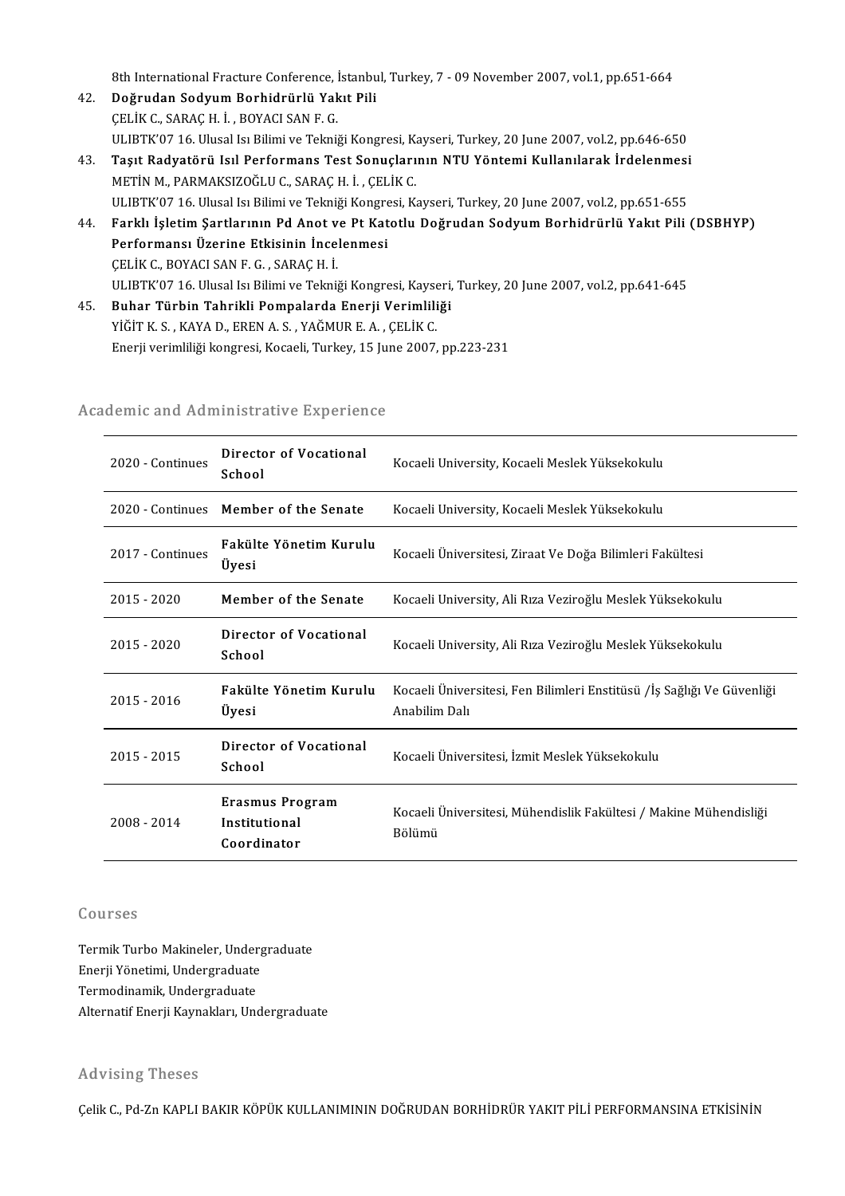8th International Fracture Conference, İstanbul, Turkey, 7 - 09 November 2007, vol.1, pp.651-664

42. **Doğrudan Sodyum Borhidrürlü Yakıt Pili**
ÇELİK C., SARAÇ H. İ. , BOYACI SAN F. G.
ULIBTK'07 16. Ulusal Isı Bilimi ve Tekniği Kongresi, Kayseri, Turkey, 20 June 2007, vol.2, pp.646-650
43. **Taşıt Radyatörü Isıl Performans Test Sonuçlarının NTU Yöntemi Kullanılarak İrdelenmesi**
METİN M., PARMAKSIZOĞLU C., SARAÇ H. İ. , ÇELİK C.
ULIBTK'07 16. Ulusal Isı Bilimi ve Tekniği Kongresi, Kayseri, Turkey, 20 June 2007, vol.2, pp.651-655
44. **Farklı İşletim Şartlarının Pd Anot ve Pt Katotlu Doğrudan Sodyum Borhidrürlü Yakıt Pili (DSBHYP) Performansı Üzerine Etkisinin İncelenmesi**
ÇELİK C., BOYACI SAN F. G. , SARAÇ H. İ.
ULIBTK'07 16. Ulusal Isı Bilimi ve Tekniği Kongresi, Kayseri, Turkey, 20 June 2007, vol.2, pp.641-645
45. **Buhar Türbin Tahrikli Pompalarda Enerji Verimliliği**
YİĞİT K. S. , KAYA D., EREN A. S. , YAĞMUR E. A. , ÇELİK C.
Enerji verimliliği kongresi, Kocaeli, Turkey, 15 June 2007, pp.223-231

## Academic and Administrative Experience

| | | |
|---|---|---|
| 2020 - Continues | **Director of Vocational School** | Kocaeli University, Kocaeli Meslek Yüksekokulu |
| 2020 - Continues | **Member of the Senate** | Kocaeli University, Kocaeli Meslek Yüksekokulu |
| 2017 - Continues | **Fakülte Yönetim Kurulu Üyesi** | Kocaeli Üniversitesi, Ziraat Ve Doğa Bilimleri Fakültesi |
| 2015 - 2020 | **Member of the Senate** | Kocaeli University, Ali Rıza Veziroğlu Meslek Yüksekokulu |
| 2015 - 2020 | **Director of Vocational School** | Kocaeli University, Ali Rıza Veziroğlu Meslek Yüksekokulu |
| 2015 - 2016 | **Fakülte Yönetim Kurulu Üyesi** | Kocaeli Üniversitesi, Fen Bilimleri Enstitüsü /İş Sağlığı Ve Güvenliği Anabilim Dalı |
| 2015 - 2015 | **Director of Vocational School** | Kocaeli Üniversitesi, İzmit Meslek Yüksekokulu |
| 2008 - 2014 | **Erasmus Program Institutional Coordinator** | Kocaeli Üniversitesi, Mühendislik Fakültesi / Makine Mühendisliği Bölümü |

## Courses

Termik Turbo Makineler, Undergraduate
Enerji Yönetimi, Undergraduate
Termodinamik, Undergraduate
Alternatif Enerji Kaynakları, Undergraduate

## Advising Theses

Çelik C., Pd-Zn KAPLI BAKIR KÖPÜK KULLANIMININ DOĞRUDAN BORHİDRÜR YAKIT PİLİ PERFORMANSINA ETKİSİNİN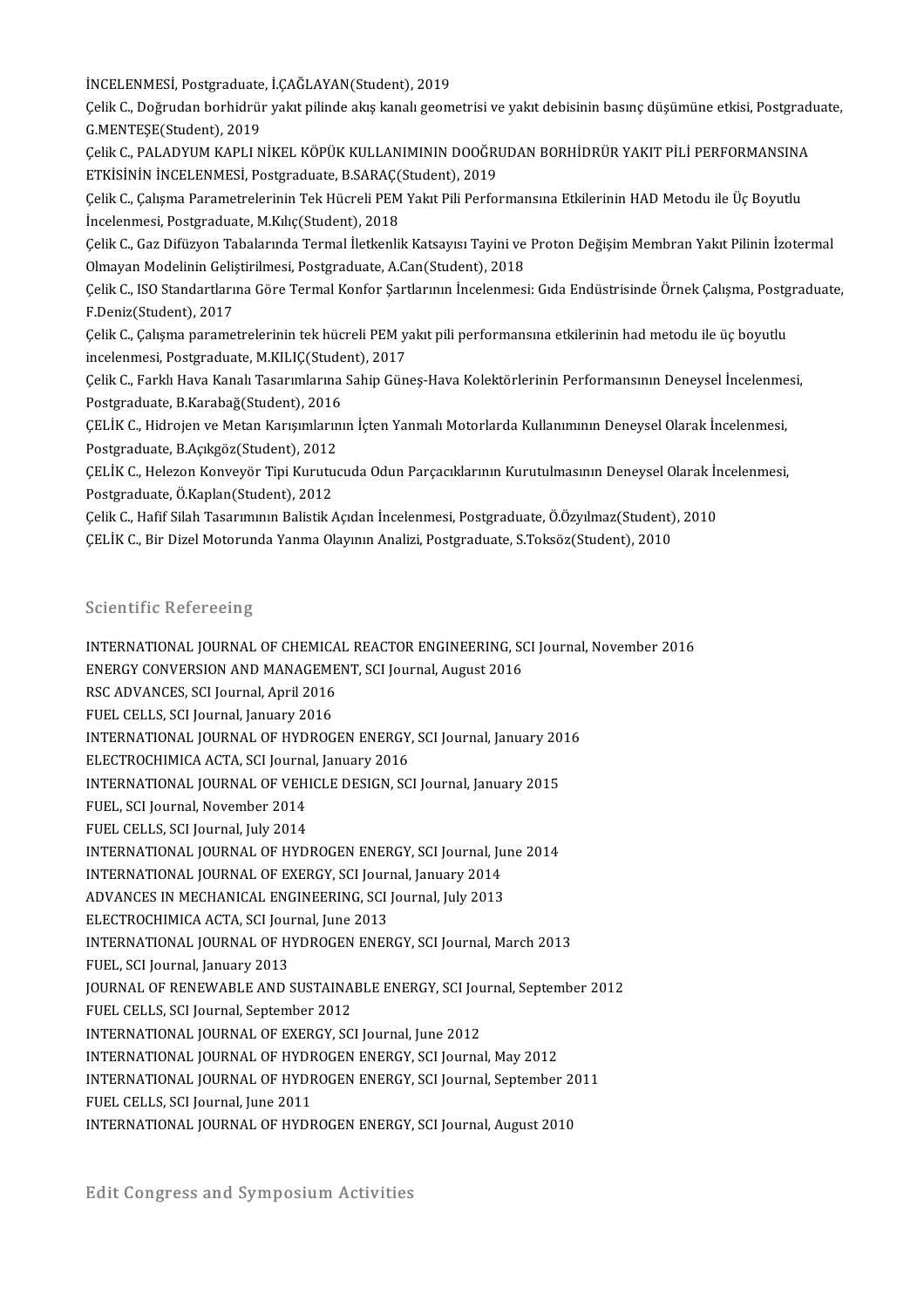İNCELENMESİ, Postgraduate, İ.ÇAĞLAYAN(Student), 2019

Çelik C., Doğrudan borhidrür yakıt pilinde akış kanalı geometrisi ve yakıt debisinin basınç düşümüne etkisi, Postgraduate, G.MENTEŞE(Student), 2019

Çelik C., PALADYUM KAPLI NİKEL KÖPÜK KULLANIMININ DOOĞRUDAN BORHİDRÜR YAKIT PİLİ PERFORMANSINA ETKİSİNİN İNCELENMESİ, Postgraduate, B.SARAÇ(Student), 2019

Çelik C., Çalışma Parametrelerinin Tek Hücreli PEM Yakıt Pili Performansına Etkilerinin HAD Metodu ile Üç Boyutlu İncelenmesi, Postgraduate, M.Kılıç(Student), 2018

Çelik C., Gaz Difüzyon Tabalarında Termal İletkenlik Katsayısı Tayini ve Proton Değişim Membran Yakıt Pilinin İzotermal Olmayan Modelinin Geliştirilmesi, Postgraduate, A.Can(Student), 2018

Çelik C., ISO Standartlarına Göre Termal Konfor Şartlarının İncelenmesi: Gıda Endüstrisinde Örnek Çalışma, Postgraduate, F.Deniz(Student), 2017

Çelik C., Çalışma parametrelerinin tek hücreli PEM yakıt pili performansına etkilerinin had metodu ile üç boyutlu incelenmesi, Postgraduate, M.KILIÇ(Student), 2017

Çelik C., Farklı Hava Kanalı Tasarımlarına Sahip Güneş-Hava Kolektörlerinin Performansının Deneysel İncelenmesi, Postgraduate, B.Karabağ(Student), 2016

ÇELİK C., Hidrojen ve Metan Karışımlarının İçten Yanmalı Motorlarda Kullanımının Deneysel Olarak İncelenmesi, Postgraduate, B.Açıkgöz(Student), 2012

ÇELİK C., Helezon Konveyör Tipi Kurutucuda Odun Parçacıklarının Kurutulmasının Deneysel Olarak İncelenmesi, Postgraduate, Ö.Kaplan(Student), 2012

Çelik C., Hafif Silah Tasarımının Balistik Açıdan İncelenmesi, Postgraduate, Ö.Özyılmaz(Student), 2010

ÇELİK C., Bir Dizel Motorunda Yanma Olayının Analizi, Postgraduate, S.Toksöz(Student), 2010

## Scientific Refereeing

INTERNATIONAL JOURNAL OF CHEMICAL REACTOR ENGINEERING, SCI Journal, November 2016
ENERGY CONVERSION AND MANAGEMENT, SCI Journal, August 2016
RSC ADVANCES, SCI Journal, April 2016
FUEL CELLS, SCI Journal, January 2016
INTERNATIONAL JOURNAL OF HYDROGEN ENERGY, SCI Journal, January 2016
ELECTROCHIMICA ACTA, SCI Journal, January 2016
INTERNATIONAL JOURNAL OF VEHICLE DESIGN, SCI Journal, January 2015
FUEL, SCI Journal, November 2014
FUEL CELLS, SCI Journal, July 2014
INTERNATIONAL JOURNAL OF HYDROGEN ENERGY, SCI Journal, June 2014
INTERNATIONAL JOURNAL OF EXERGY, SCI Journal, January 2014
ADVANCES IN MECHANICAL ENGINEERING, SCI Journal, July 2013
ELECTROCHIMICA ACTA, SCI Journal, June 2013
INTERNATIONAL JOURNAL OF HYDROGEN ENERGY, SCI Journal, March 2013
FUEL, SCI Journal, January 2013
JOURNAL OF RENEWABLE AND SUSTAINABLE ENERGY, SCI Journal, September 2012
FUEL CELLS, SCI Journal, September 2012
INTERNATIONAL JOURNAL OF EXERGY, SCI Journal, June 2012
INTERNATIONAL JOURNAL OF HYDROGEN ENERGY, SCI Journal, May 2012
INTERNATIONAL JOURNAL OF HYDROGEN ENERGY, SCI Journal, September 2011
FUEL CELLS, SCI Journal, June 2011
INTERNATIONAL JOURNAL OF HYDROGEN ENERGY, SCI Journal, August 2010

## Edit Congress and Symposium Activities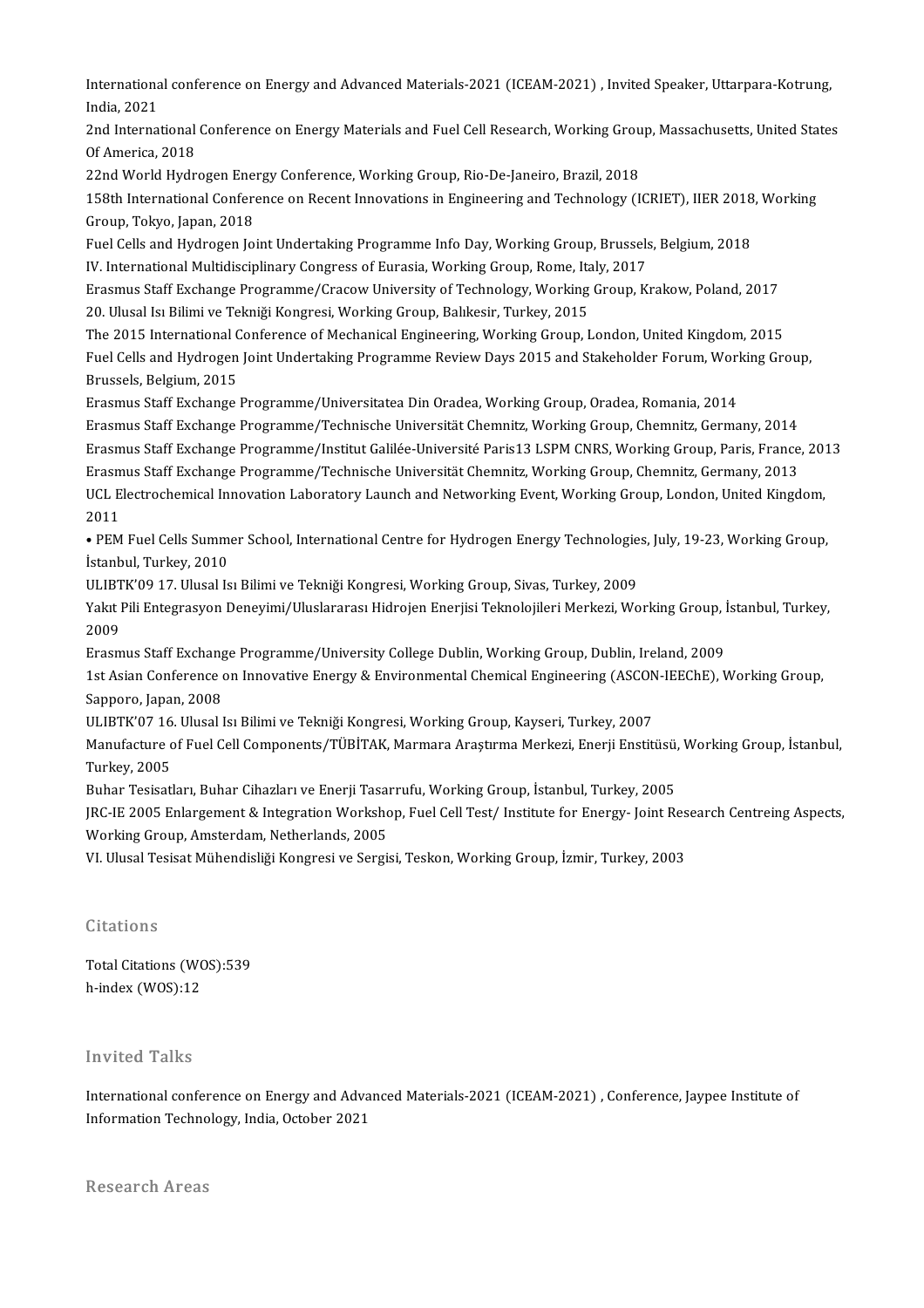International conference on Energy and Advanced Materials-2021 (ICEAM-2021) , Invited Speaker, Uttarpara-Kotrung, India, 2021

2nd International Conference on Energy Materials and Fuel Cell Research, Working Group, Massachusetts, United States Of America, 2018

22nd World Hydrogen Energy Conference, Working Group, Rio-De-Janeiro, Brazil, 2018

158th International Conference on Recent Innovations in Engineering and Technology (ICRIET), IIER 2018, Working Group, Tokyo, Japan, 2018

Fuel Cells and Hydrogen Joint Undertaking Programme Info Day, Working Group, Brussels, Belgium, 2018

IV. International Multidisciplinary Congress of Eurasia, Working Group, Rome, Italy, 2017

Erasmus Staff Exchange Programme/Cracow University of Technology, Working Group, Krakow, Poland, 2017

20. Ulusal Isı Bilimi ve Tekniği Kongresi, Working Group, Balıkesir, Turkey, 2015

The 2015 International Conference of Mechanical Engineering, Working Group, London, United Kingdom, 2015

Fuel Cells and Hydrogen Joint Undertaking Programme Review Days 2015 and Stakeholder Forum, Working Group, Brussels, Belgium, 2015

Erasmus Staff Exchange Programme/Universitatea Din Oradea, Working Group, Oradea, Romania, 2014

Erasmus Staff Exchange Programme/Technische Universität Chemnitz, Working Group, Chemnitz, Germany, 2014

Erasmus Staff Exchange Programme/Institut Galilée-Université Paris13 LSPM CNRS, Working Group, Paris, France, 2013

Erasmus Staff Exchange Programme/Technische Universität Chemnitz, Working Group, Chemnitz, Germany, 2013

UCL Electrochemical Innovation Laboratory Launch and Networking Event, Working Group, London, United Kingdom, 2011

• PEM Fuel Cells Summer School, International Centre for Hydrogen Energy Technologies, July, 19-23, Working Group, İstanbul, Turkey, 2010

ULIBTK'09 17. Ulusal Isı Bilimi ve Tekniği Kongresi, Working Group, Sivas, Turkey, 2009

Yakıt Pili Entegrasyon Deneyimi/Uluslararası Hidrojen Enerjisi Teknolojileri Merkezi, Working Group, İstanbul, Turkey, 2009

Erasmus Staff Exchange Programme/University College Dublin, Working Group, Dublin, Ireland, 2009

1st Asian Conference on Innovative Energy & Environmental Chemical Engineering (ASCON-IEEChE), Working Group, Sapporo, Japan, 2008

ULIBTK'07 16. Ulusal Isı Bilimi ve Tekniği Kongresi, Working Group, Kayseri, Turkey, 2007

Manufacture of Fuel Cell Components/TÜBİTAK, Marmara Araştırma Merkezi, Enerji Enstitüsü, Working Group, İstanbul, Turkey, 2005

Buhar Tesisatları, Buhar Cihazları ve Enerji Tasarrufu, Working Group, İstanbul, Turkey, 2005

JRC-IE 2005 Enlargement & Integration Workshop, Fuel Cell Test/ Institute for Energy- Joint Research Centreing Aspects, Working Group, Amsterdam, Netherlands, 2005

VI. Ulusal Tesisat Mühendisliği Kongresi ve Sergisi, Teskon, Working Group, İzmir, Turkey, 2003

## Citations

Total Citations (WOS):539

h-index (WOS):12

## Invited Talks

International conference on Energy and Advanced Materials-2021 (ICEAM-2021) , Conference, Jaypee Institute of Information Technology, India, October 2021

## Research Areas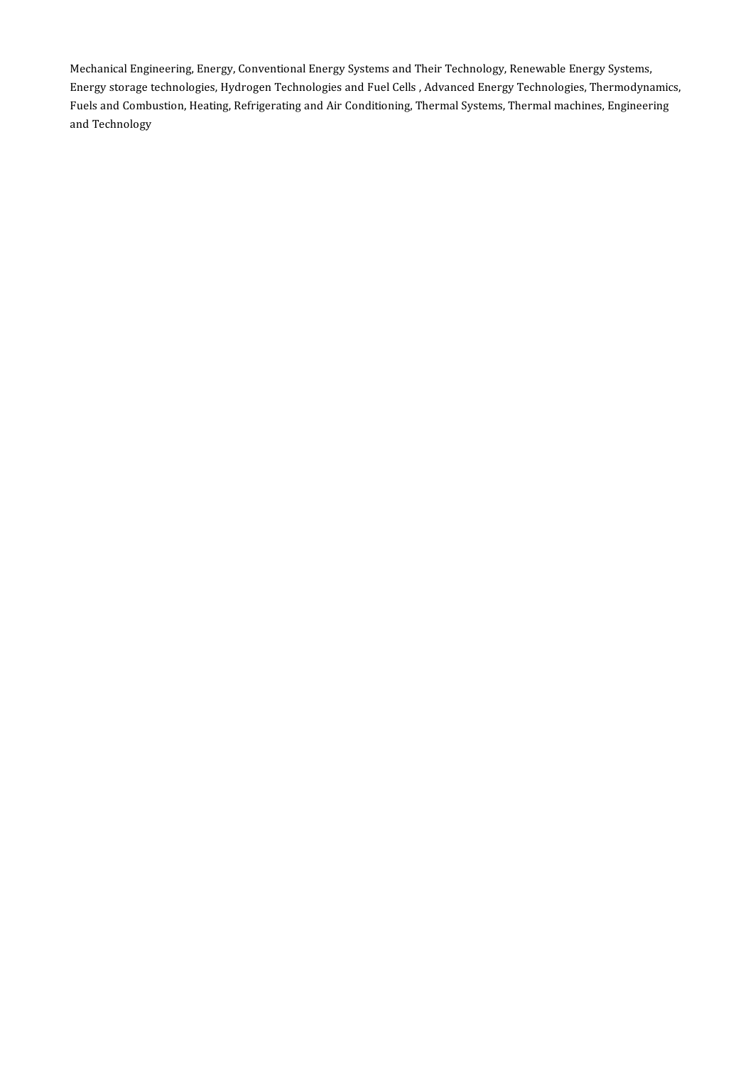Mechanical Engineering, Energy, Conventional Energy Systems and Their Technology, Renewable Energy Systems, Energy storage technologies, Hydrogen Technologies and Fuel Cells , Advanced Energy Technologies, Thermodynamics, Fuels and Combustion, Heating, Refrigerating and Air Conditioning, Thermal Systems, Thermal machines, Engineering and Technology